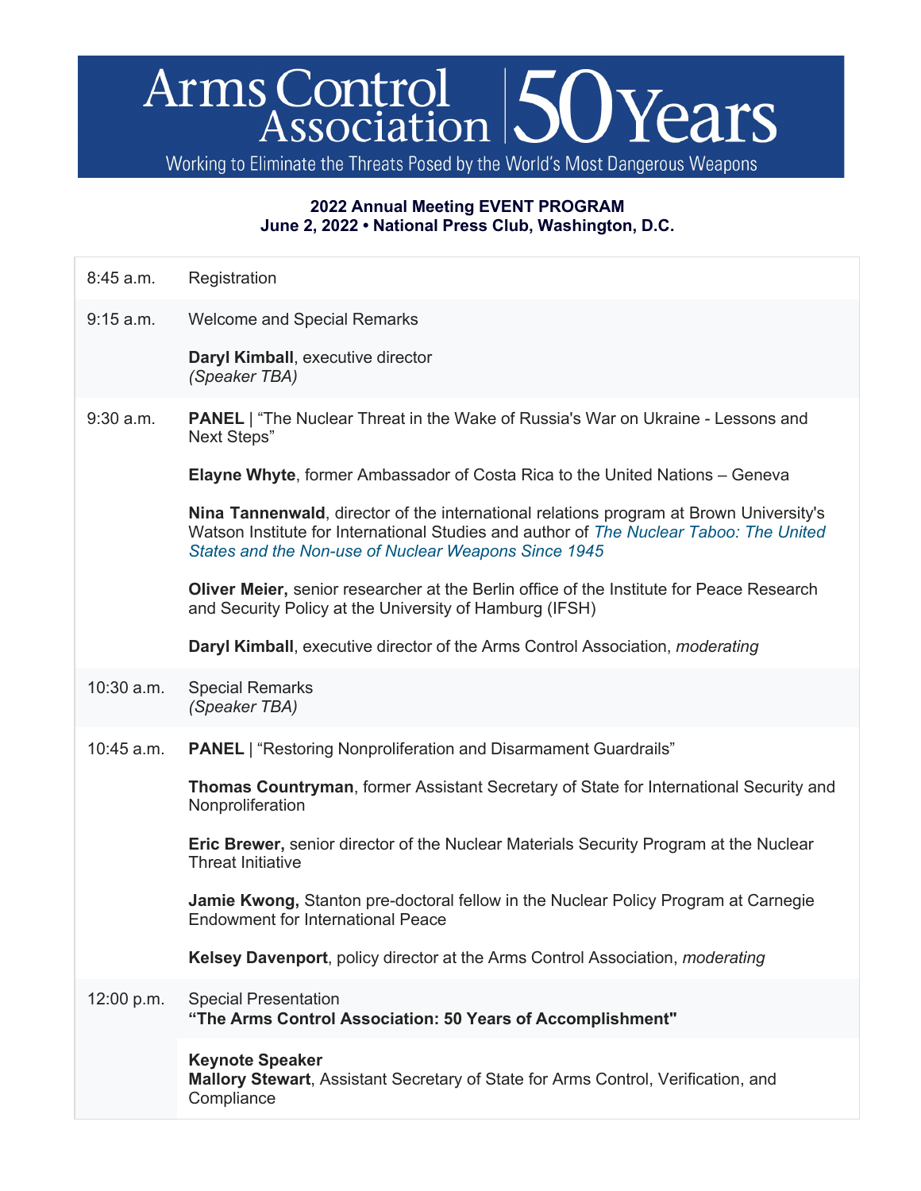# Arms Control Association | 50 Years

Working to Eliminate the Threats Posed by the World's Most Dangerous Weapons

**2022 Annual Meeting EVENT PROGRAM**
**June 2, 2022 • National Press Club, Washington, D.C.**

| | |
|---|---|
| 8:45 a.m. | Registration |
| 9:15 a.m. | Welcome and Special Remarks<br><br>**Daryl Kimball**, executive director<br>*(Speaker TBA)* |
| 9:30 a.m. | **PANEL** \| "The Nuclear Threat in the Wake of Russia's War on Ukraine - Lessons and Next Steps"<br><br>**Elayne Whyte**, former Ambassador of Costa Rica to the United Nations – Geneva<br><br>**Nina Tannenwald**, director of the international relations program at Brown University's Watson Institute for International Studies and author of *The Nuclear Taboo: The United States and the Non-use of Nuclear Weapons Since 1945*<br><br>**Oliver Meier,** senior researcher at the Berlin office of the Institute for Peace Research and Security Policy at the University of Hamburg (IFSH)<br><br>**Daryl Kimball**, executive director of the Arms Control Association, *moderating* |
| 10:30 a.m. | Special Remarks<br>*(Speaker TBA)* |
| 10:45 a.m. | **PANEL** \| "Restoring Nonproliferation and Disarmament Guardrails"<br><br>**Thomas Countryman**, former Assistant Secretary of State for International Security and Nonproliferation<br><br>**Eric Brewer,** senior director of the Nuclear Materials Security Program at the Nuclear Threat Initiative<br><br>**Jamie Kwong,** Stanton pre-doctoral fellow in the Nuclear Policy Program at Carnegie Endowment for International Peace<br><br>**Kelsey Davenport**, policy director at the Arms Control Association, *moderating* |
| 12:00 p.m. | Special Presentation<br>**"The Arms Control Association: 50 Years of Accomplishment"**<br><br>**Keynote Speaker**<br>**Mallory Stewart**, Assistant Secretary of State for Arms Control, Verification, and Compliance |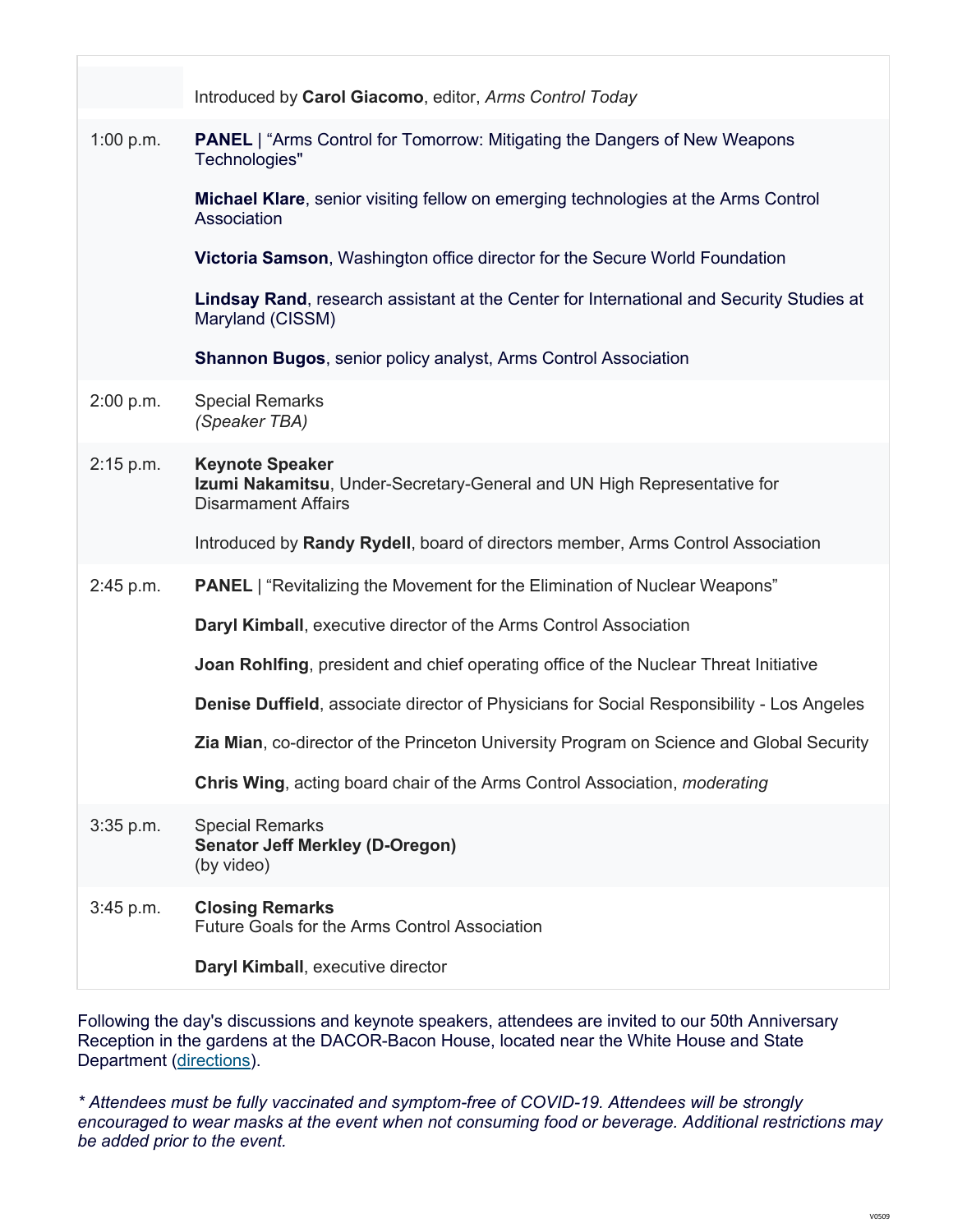| | |
|---|---|
| | Introduced by **Carol Giacomo**, editor, *Arms Control Today* |
| 1:00 p.m. | **PANEL** \| "Arms Control for Tomorrow: Mitigating the Dangers of New Weapons Technologies"<br><br>**Michael Klare**, senior visiting fellow on emerging technologies at the Arms Control Association<br><br>**Victoria Samson**, Washington office director for the Secure World Foundation<br><br>**Lindsay Rand**, research assistant at the Center for International and Security Studies at Maryland (CISSM)<br><br>**Shannon Bugos**, senior policy analyst, Arms Control Association |
| 2:00 p.m. | Special Remarks<br>*(Speaker TBA)* |
| 2:15 p.m. | **Keynote Speaker**<br>**Izumi Nakamitsu**, Under-Secretary-General and UN High Representative for Disarmament Affairs<br><br>Introduced by **Randy Rydell**, board of directors member, Arms Control Association |
| 2:45 p.m. | **PANEL** \| "Revitalizing the Movement for the Elimination of Nuclear Weapons"<br><br>**Daryl Kimball**, executive director of the Arms Control Association<br><br>**Joan Rohlfing**, president and chief operating office of the Nuclear Threat Initiative<br><br>**Denise Duffield**, associate director of Physicians for Social Responsibility - Los Angeles<br><br>**Zia Mian**, co-director of the Princeton University Program on Science and Global Security<br><br>**Chris Wing**, acting board chair of the Arms Control Association, *moderating* |
| 3:35 p.m. | Special Remarks<br>**Senator Jeff Merkley (D-Oregon)**<br>(by video) |
| 3:45 p.m. | **Closing Remarks**<br>Future Goals for the Arms Control Association<br><br>**Daryl Kimball**, executive director |

Following the day's discussions and keynote speakers, attendees are invited to our 50th Anniversary Reception in the gardens at the DACOR-Bacon House, located near the White House and State Department (directions).

*\* Attendees must be fully vaccinated and symptom-free of COVID-19. Attendees will be strongly encouraged to wear masks at the event when not consuming food or beverage. Additional restrictions may be added prior to the event.*

V0509